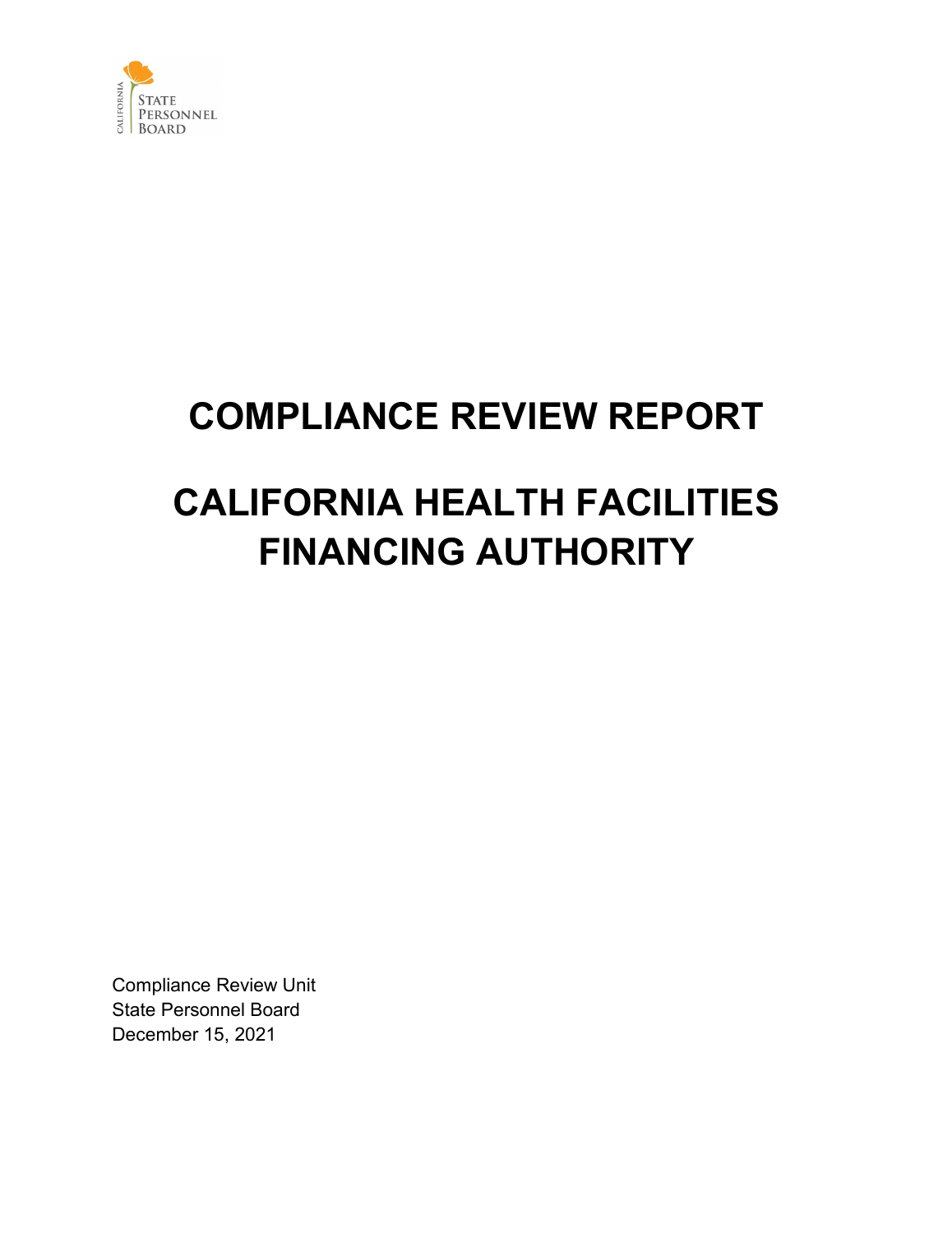STATE PERSONNEL BOARD

CALIFORNIA

# COMPLIANCE REVIEW REPORT

# CALIFORNIA HEALTH FACILITIES FINANCING AUTHORITY

Compliance Review Unit
State Personnel Board
December 15, 2021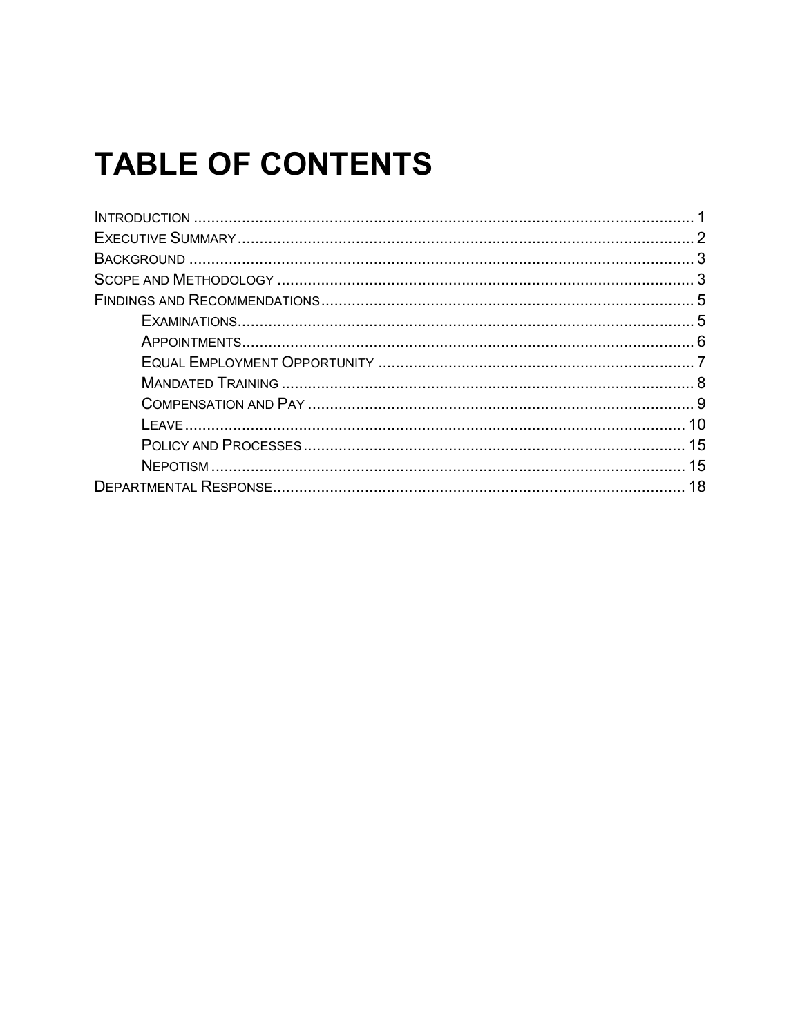# TABLE OF CONTENTS

- Introduction ..... 1
- Executive Summary ..... 2
- Background ..... 3
- Scope and Methodology ..... 3
- Findings and Recommendations ..... 5
    - Examinations ..... 5
    - Appointments ..... 6
    - Equal Employment Opportunity ..... 7
    - Mandated Training ..... 8
    - Compensation and Pay ..... 9
    - Leave ..... 10
    - Policy and Processes ..... 15
    - Nepotism ..... 15
- Departmental Response ..... 18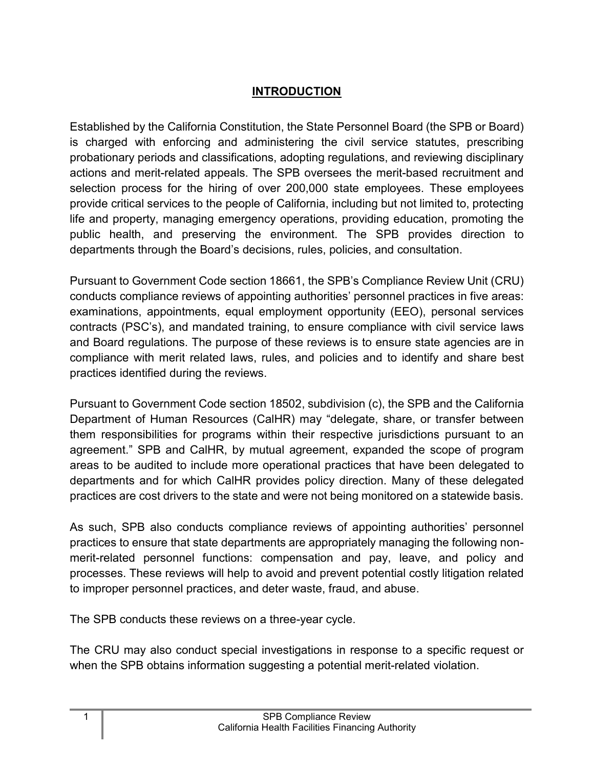## INTRODUCTION

Established by the California Constitution, the State Personnel Board (the SPB or Board) is charged with enforcing and administering the civil service statutes, prescribing probationary periods and classifications, adopting regulations, and reviewing disciplinary actions and merit-related appeals. The SPB oversees the merit-based recruitment and selection process for the hiring of over 200,000 state employees. These employees provide critical services to the people of California, including but not limited to, protecting life and property, managing emergency operations, providing education, promoting the public health, and preserving the environment. The SPB provides direction to departments through the Board's decisions, rules, policies, and consultation.

Pursuant to Government Code section 18661, the SPB's Compliance Review Unit (CRU) conducts compliance reviews of appointing authorities' personnel practices in five areas: examinations, appointments, equal employment opportunity (EEO), personal services contracts (PSC's), and mandated training, to ensure compliance with civil service laws and Board regulations. The purpose of these reviews is to ensure state agencies are in compliance with merit related laws, rules, and policies and to identify and share best practices identified during the reviews.

Pursuant to Government Code section 18502, subdivision (c), the SPB and the California Department of Human Resources (CalHR) may "delegate, share, or transfer between them responsibilities for programs within their respective jurisdictions pursuant to an agreement." SPB and CalHR, by mutual agreement, expanded the scope of program areas to be audited to include more operational practices that have been delegated to departments and for which CalHR provides policy direction. Many of these delegated practices are cost drivers to the state and were not being monitored on a statewide basis.

As such, SPB also conducts compliance reviews of appointing authorities' personnel practices to ensure that state departments are appropriately managing the following non-merit-related personnel functions: compensation and pay, leave, and policy and processes. These reviews will help to avoid and prevent potential costly litigation related to improper personnel practices, and deter waste, fraud, and abuse.

The SPB conducts these reviews on a three-year cycle.

The CRU may also conduct special investigations in response to a specific request or when the SPB obtains information suggesting a potential merit-related violation.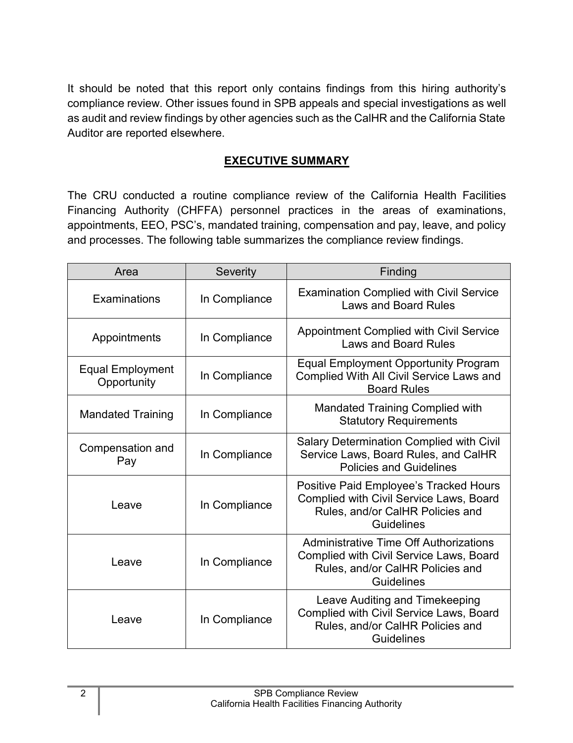It should be noted that this report only contains findings from this hiring authority's compliance review. Other issues found in SPB appeals and special investigations as well as audit and review findings by other agencies such as the CalHR and the California State Auditor are reported elsewhere.

## EXECUTIVE SUMMARY

The CRU conducted a routine compliance review of the California Health Facilities Financing Authority (CHFFA) personnel practices in the areas of examinations, appointments, EEO, PSC's, mandated training, compensation and pay, leave, and policy and processes. The following table summarizes the compliance review findings.

| Area | Severity | Finding |
|---|---|---|
| Examinations | In Compliance | Examination Complied with Civil Service Laws and Board Rules |
| Appointments | In Compliance | Appointment Complied with Civil Service Laws and Board Rules |
| Equal Employment Opportunity | In Compliance | Equal Employment Opportunity Program Complied With All Civil Service Laws and Board Rules |
| Mandated Training | In Compliance | Mandated Training Complied with Statutory Requirements |
| Compensation and Pay | In Compliance | Salary Determination Complied with Civil Service Laws, Board Rules, and CalHR Policies and Guidelines |
| Leave | In Compliance | Positive Paid Employee's Tracked Hours Complied with Civil Service Laws, Board Rules, and/or CalHR Policies and Guidelines |
| Leave | In Compliance | Administrative Time Off Authorizations Complied with Civil Service Laws, Board Rules, and/or CalHR Policies and Guidelines |
| Leave | In Compliance | Leave Auditing and Timekeeping Complied with Civil Service Laws, Board Rules, and/or CalHR Policies and Guidelines |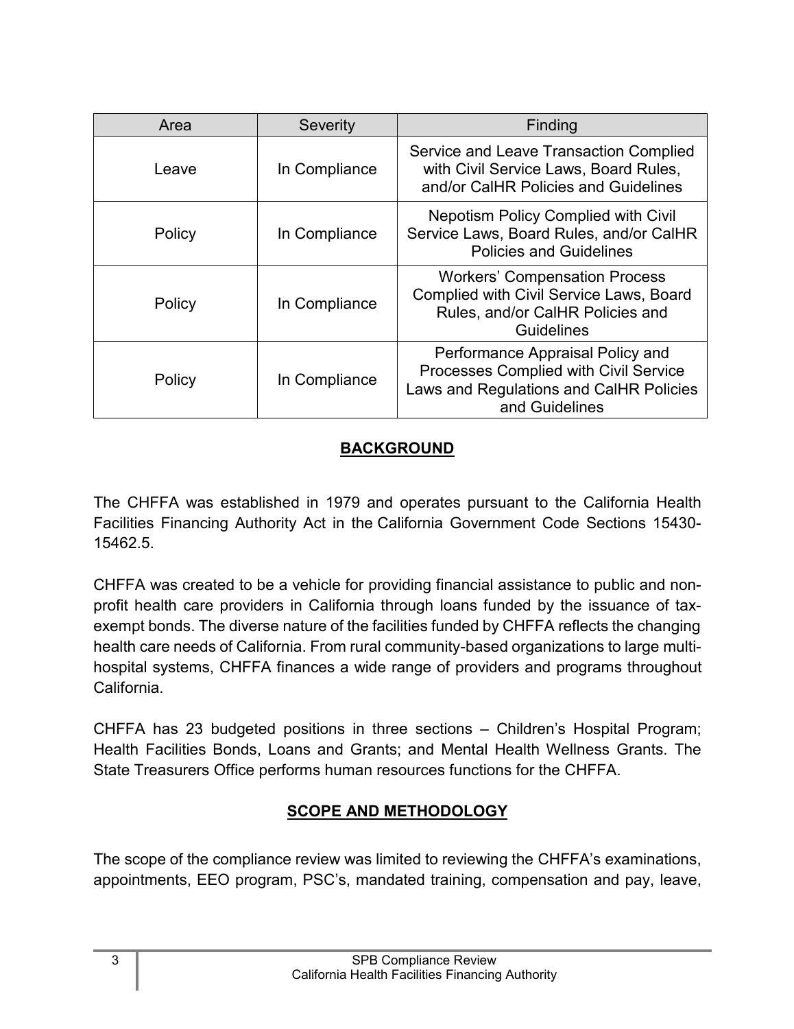| Area | Severity | Finding |
|---|---|---|
| Leave | In Compliance | Service and Leave Transaction Complied with Civil Service Laws, Board Rules, and/or CalHR Policies and Guidelines |
| Policy | In Compliance | Nepotism Policy Complied with Civil Service Laws, Board Rules, and/or CalHR Policies and Guidelines |
| Policy | In Compliance | Workers' Compensation Process Complied with Civil Service Laws, Board Rules, and/or CalHR Policies and Guidelines |
| Policy | In Compliance | Performance Appraisal Policy and Processes Complied with Civil Service Laws and Regulations and CalHR Policies and Guidelines |

## BACKGROUND

The CHFFA was established in 1979 and operates pursuant to the California Health Facilities Financing Authority Act in the California Government Code Sections 15430-15462.5.

CHFFA was created to be a vehicle for providing financial assistance to public and non-profit health care providers in California through loans funded by the issuance of tax-exempt bonds. The diverse nature of the facilities funded by CHFFA reflects the changing health care needs of California. From rural community-based organizations to large multi-hospital systems, CHFFA finances a wide range of providers and programs throughout California.

CHFFA has 23 budgeted positions in three sections – Children's Hospital Program; Health Facilities Bonds, Loans and Grants; and Mental Health Wellness Grants. The State Treasurers Office performs human resources functions for the CHFFA.

## SCOPE AND METHODOLOGY

The scope of the compliance review was limited to reviewing the CHFFA's examinations, appointments, EEO program, PSC's, mandated training, compensation and pay, leave,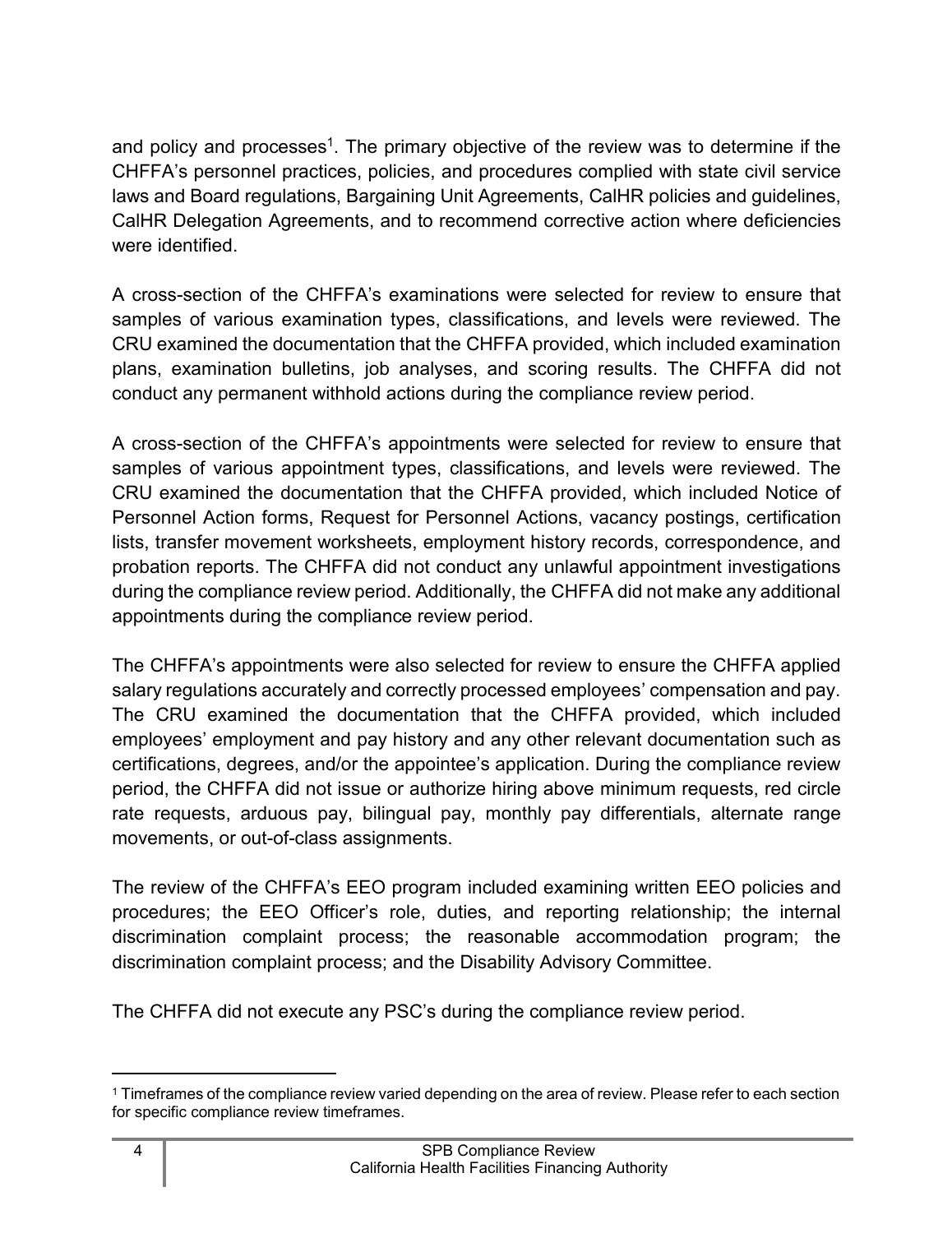and policy and processes[1]. The primary objective of the review was to determine if the CHFFA's personnel practices, policies, and procedures complied with state civil service laws and Board regulations, Bargaining Unit Agreements, CalHR policies and guidelines, CalHR Delegation Agreements, and to recommend corrective action where deficiencies were identified.

A cross-section of the CHFFA's examinations were selected for review to ensure that samples of various examination types, classifications, and levels were reviewed. The CRU examined the documentation that the CHFFA provided, which included examination plans, examination bulletins, job analyses, and scoring results. The CHFFA did not conduct any permanent withhold actions during the compliance review period.

A cross-section of the CHFFA's appointments were selected for review to ensure that samples of various appointment types, classifications, and levels were reviewed. The CRU examined the documentation that the CHFFA provided, which included Notice of Personnel Action forms, Request for Personnel Actions, vacancy postings, certification lists, transfer movement worksheets, employment history records, correspondence, and probation reports. The CHFFA did not conduct any unlawful appointment investigations during the compliance review period. Additionally, the CHFFA did not make any additional appointments during the compliance review period.

The CHFFA's appointments were also selected for review to ensure the CHFFA applied salary regulations accurately and correctly processed employees' compensation and pay. The CRU examined the documentation that the CHFFA provided, which included employees' employment and pay history and any other relevant documentation such as certifications, degrees, and/or the appointee's application. During the compliance review period, the CHFFA did not issue or authorize hiring above minimum requests, red circle rate requests, arduous pay, bilingual pay, monthly pay differentials, alternate range movements, or out-of-class assignments.

The review of the CHFFA's EEO program included examining written EEO policies and procedures; the EEO Officer's role, duties, and reporting relationship; the internal discrimination complaint process; the reasonable accommodation program; the discrimination complaint process; and the Disability Advisory Committee.

The CHFFA did not execute any PSC's during the compliance review period.

[1] Timeframes of the compliance review varied depending on the area of review. Please refer to each section for specific compliance review timeframes.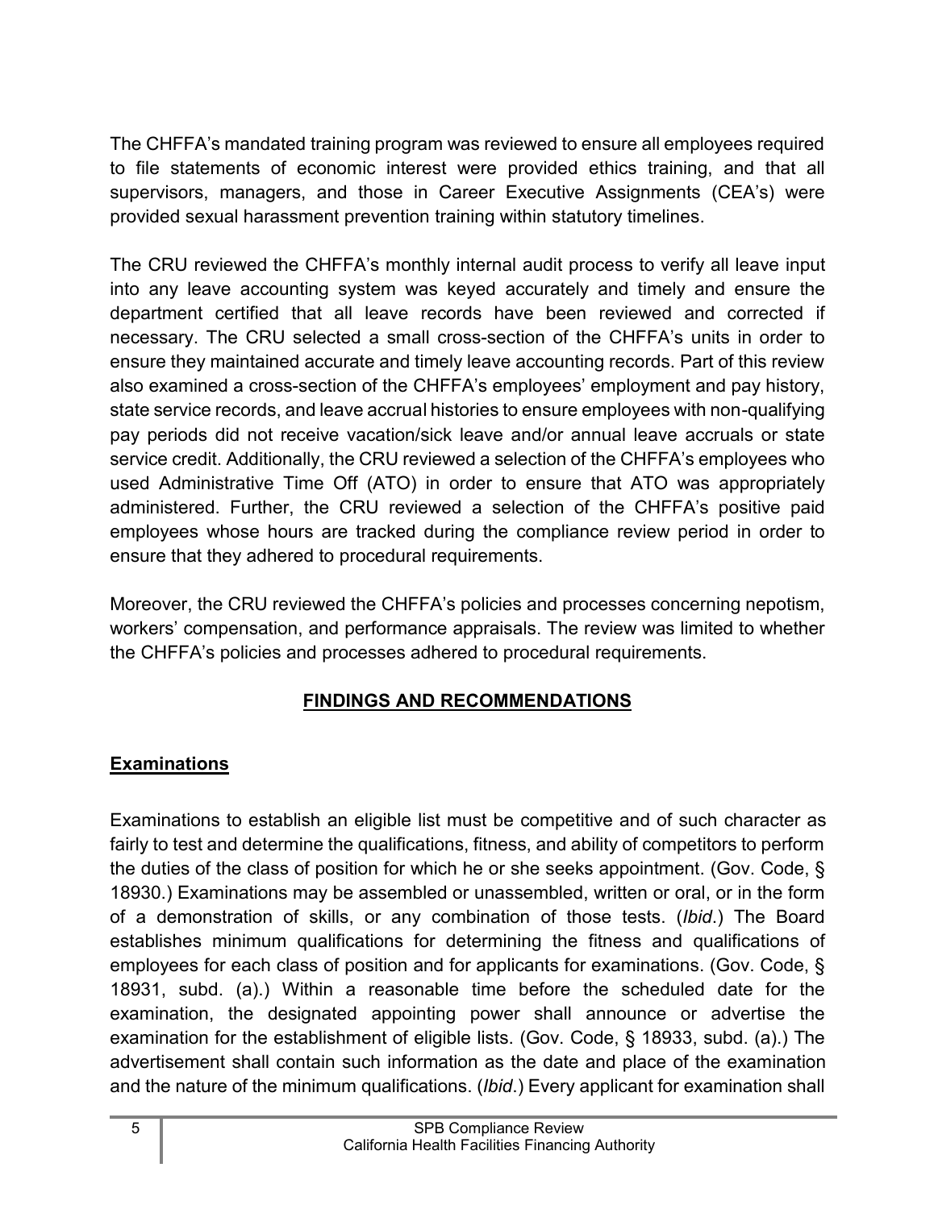The CHFFA's mandated training program was reviewed to ensure all employees required to file statements of economic interest were provided ethics training, and that all supervisors, managers, and those in Career Executive Assignments (CEA's) were provided sexual harassment prevention training within statutory timelines.

The CRU reviewed the CHFFA's monthly internal audit process to verify all leave input into any leave accounting system was keyed accurately and timely and ensure the department certified that all leave records have been reviewed and corrected if necessary. The CRU selected a small cross-section of the CHFFA's units in order to ensure they maintained accurate and timely leave accounting records. Part of this review also examined a cross-section of the CHFFA's employees' employment and pay history, state service records, and leave accrual histories to ensure employees with non-qualifying pay periods did not receive vacation/sick leave and/or annual leave accruals or state service credit. Additionally, the CRU reviewed a selection of the CHFFA's employees who used Administrative Time Off (ATO) in order to ensure that ATO was appropriately administered. Further, the CRU reviewed a selection of the CHFFA's positive paid employees whose hours are tracked during the compliance review period in order to ensure that they adhered to procedural requirements.

Moreover, the CRU reviewed the CHFFA's policies and processes concerning nepotism, workers' compensation, and performance appraisals. The review was limited to whether the CHFFA's policies and processes adhered to procedural requirements.

## FINDINGS AND RECOMMENDATIONS

### Examinations

Examinations to establish an eligible list must be competitive and of such character as fairly to test and determine the qualifications, fitness, and ability of competitors to perform the duties of the class of position for which he or she seeks appointment. (Gov. Code, § 18930.) Examinations may be assembled or unassembled, written or oral, or in the form of a demonstration of skills, or any combination of those tests. (*Ibid*.) The Board establishes minimum qualifications for determining the fitness and qualifications of employees for each class of position and for applicants for examinations. (Gov. Code, § 18931, subd. (a).) Within a reasonable time before the scheduled date for the examination, the designated appointing power shall announce or advertise the examination for the establishment of eligible lists. (Gov. Code, § 18933, subd. (a).) The advertisement shall contain such information as the date and place of the examination and the nature of the minimum qualifications. (*Ibid*.) Every applicant for examination shall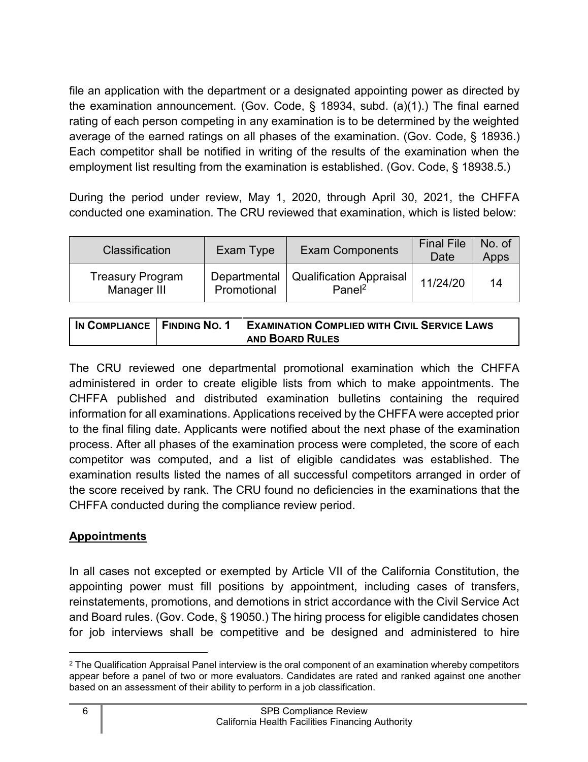file an application with the department or a designated appointing power as directed by the examination announcement. (Gov. Code, § 18934, subd. (a)(1).) The final earned rating of each person competing in any examination is to be determined by the weighted average of the earned ratings on all phases of the examination. (Gov. Code, § 18936.) Each competitor shall be notified in writing of the results of the examination when the employment list resulting from the examination is established. (Gov. Code, § 18938.5.)

During the period under review, May 1, 2020, through April 30, 2021, the CHFFA conducted one examination. The CRU reviewed that examination, which is listed below:

| Classification | Exam Type | Exam Components | Final File Date | No. of Apps |
|---|---|---|---|---|
| Treasury Program Manager III | Departmental Promotional | Qualification Appraisal Panel[2] | 11/24/20 | 14 |

| In Compliance | Finding No. 1 | Examination Complied with Civil Service Laws and Board Rules |
|---|---|---|

The CRU reviewed one departmental promotional examination which the CHFFA administered in order to create eligible lists from which to make appointments. The CHFFA published and distributed examination bulletins containing the required information for all examinations. Applications received by the CHFFA were accepted prior to the final filing date. Applicants were notified about the next phase of the examination process. After all phases of the examination process were completed, the score of each competitor was computed, and a list of eligible candidates was established. The examination results listed the names of all successful competitors arranged in order of the score received by rank. The CRU found no deficiencies in the examinations that the CHFFA conducted during the compliance review period.

## Appointments

In all cases not excepted or exempted by Article VII of the California Constitution, the appointing power must fill positions by appointment, including cases of transfers, reinstatements, promotions, and demotions in strict accordance with the Civil Service Act and Board rules. (Gov. Code, § 19050.) The hiring process for eligible candidates chosen for job interviews shall be competitive and be designed and administered to hire

[2] The Qualification Appraisal Panel interview is the oral component of an examination whereby competitors appear before a panel of two or more evaluators. Candidates are rated and ranked against one another based on an assessment of their ability to perform in a job classification.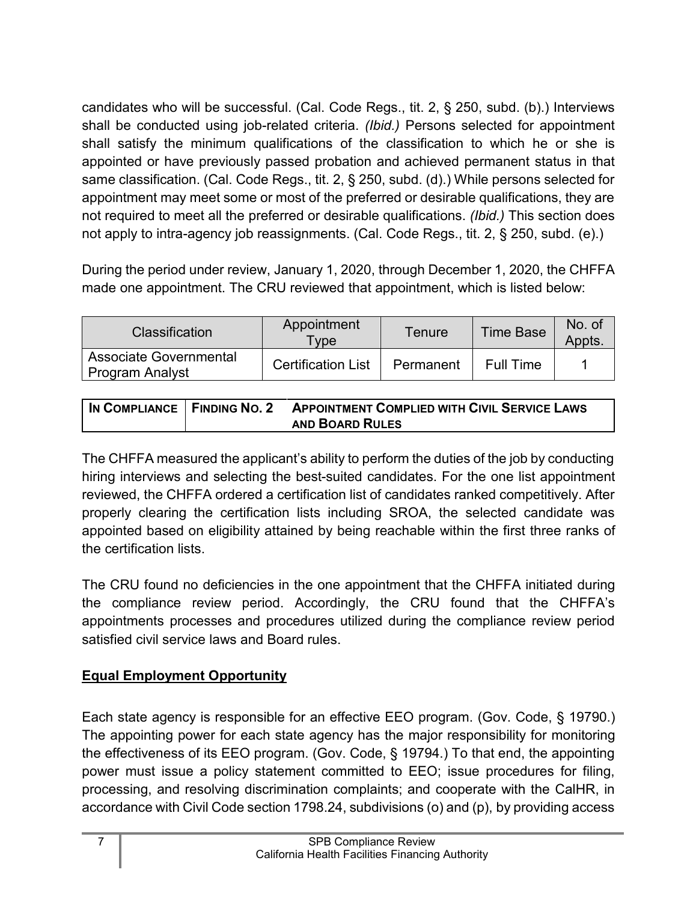candidates who will be successful. (Cal. Code Regs., tit. 2, § 250, subd. (b).) Interviews shall be conducted using job-related criteria. *(Ibid.)* Persons selected for appointment shall satisfy the minimum qualifications of the classification to which he or she is appointed or have previously passed probation and achieved permanent status in that same classification. (Cal. Code Regs., tit. 2, § 250, subd. (d).) While persons selected for appointment may meet some or most of the preferred or desirable qualifications, they are not required to meet all the preferred or desirable qualifications. *(Ibid.)* This section does not apply to intra-agency job reassignments. (Cal. Code Regs., tit. 2, § 250, subd. (e).)

During the period under review, January 1, 2020, through December 1, 2020, the CHFFA made one appointment. The CRU reviewed that appointment, which is listed below:

| Classification | Appointment Type | Tenure | Time Base | No. of Appts. |
|---|---|---|---|---|
| Associate Governmental Program Analyst | Certification List | Permanent | Full Time | 1 |

| **In Compliance** | **Finding No. 2** | **Appointment Complied with Civil Service Laws and Board Rules** |
|---|---|---|

The CHFFA measured the applicant's ability to perform the duties of the job by conducting hiring interviews and selecting the best-suited candidates. For the one list appointment reviewed, the CHFFA ordered a certification list of candidates ranked competitively. After properly clearing the certification lists including SROA, the selected candidate was appointed based on eligibility attained by being reachable within the first three ranks of the certification lists.

The CRU found no deficiencies in the one appointment that the CHFFA initiated during the compliance review period. Accordingly, the CRU found that the CHFFA's appointments processes and procedures utilized during the compliance review period satisfied civil service laws and Board rules.

## Equal Employment Opportunity

Each state agency is responsible for an effective EEO program. (Gov. Code, § 19790.) The appointing power for each state agency has the major responsibility for monitoring the effectiveness of its EEO program. (Gov. Code, § 19794.) To that end, the appointing power must issue a policy statement committed to EEO; issue procedures for filing, processing, and resolving discrimination complaints; and cooperate with the CalHR, in accordance with Civil Code section 1798.24, subdivisions (o) and (p), by providing access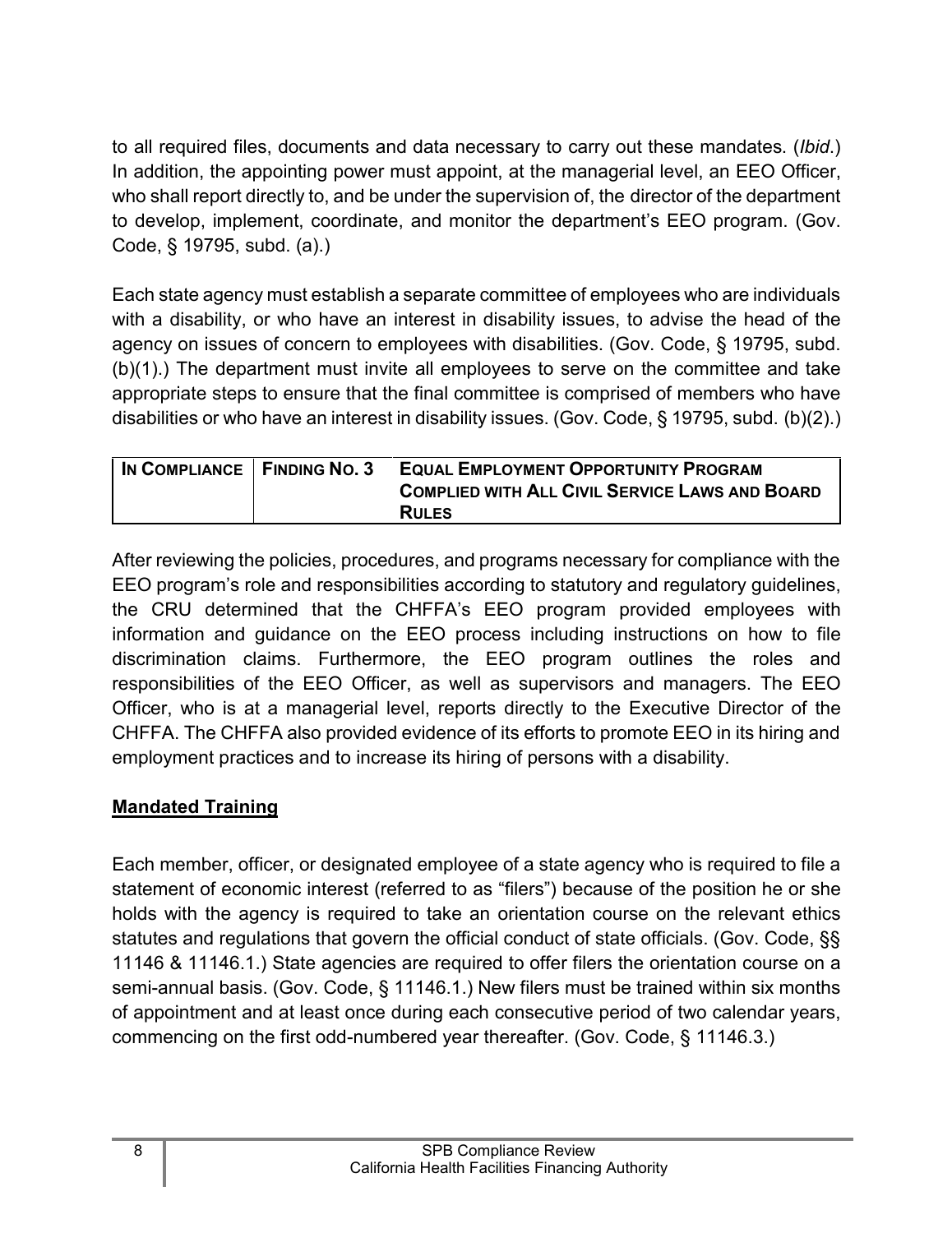to all required files, documents and data necessary to carry out these mandates. (*Ibid.*) In addition, the appointing power must appoint, at the managerial level, an EEO Officer, who shall report directly to, and be under the supervision of, the director of the department to develop, implement, coordinate, and monitor the department's EEO program. (Gov. Code, § 19795, subd. (a).)

Each state agency must establish a separate committee of employees who are individuals with a disability, or who have an interest in disability issues, to advise the head of the agency on issues of concern to employees with disabilities. (Gov. Code, § 19795, subd. (b)(1).) The department must invite all employees to serve on the committee and take appropriate steps to ensure that the final committee is comprised of members who have disabilities or who have an interest in disability issues. (Gov. Code, § 19795, subd. (b)(2).)

| | | |
|---|---|---|
| **In Compliance** | **Finding No. 3** | **Equal Employment Opportunity Program Complied with All Civil Service Laws and Board Rules** |

After reviewing the policies, procedures, and programs necessary for compliance with the EEO program's role and responsibilities according to statutory and regulatory guidelines, the CRU determined that the CHFFA's EEO program provided employees with information and guidance on the EEO process including instructions on how to file discrimination claims. Furthermore, the EEO program outlines the roles and responsibilities of the EEO Officer, as well as supervisors and managers. The EEO Officer, who is at a managerial level, reports directly to the Executive Director of the CHFFA. The CHFFA also provided evidence of its efforts to promote EEO in its hiring and employment practices and to increase its hiring of persons with a disability.

## Mandated Training

Each member, officer, or designated employee of a state agency who is required to file a statement of economic interest (referred to as "filers") because of the position he or she holds with the agency is required to take an orientation course on the relevant ethics statutes and regulations that govern the official conduct of state officials. (Gov. Code, §§ 11146 & 11146.1.) State agencies are required to offer filers the orientation course on a semi-annual basis. (Gov. Code, § 11146.1.) New filers must be trained within six months of appointment and at least once during each consecutive period of two calendar years, commencing on the first odd-numbered year thereafter. (Gov. Code, § 11146.3.)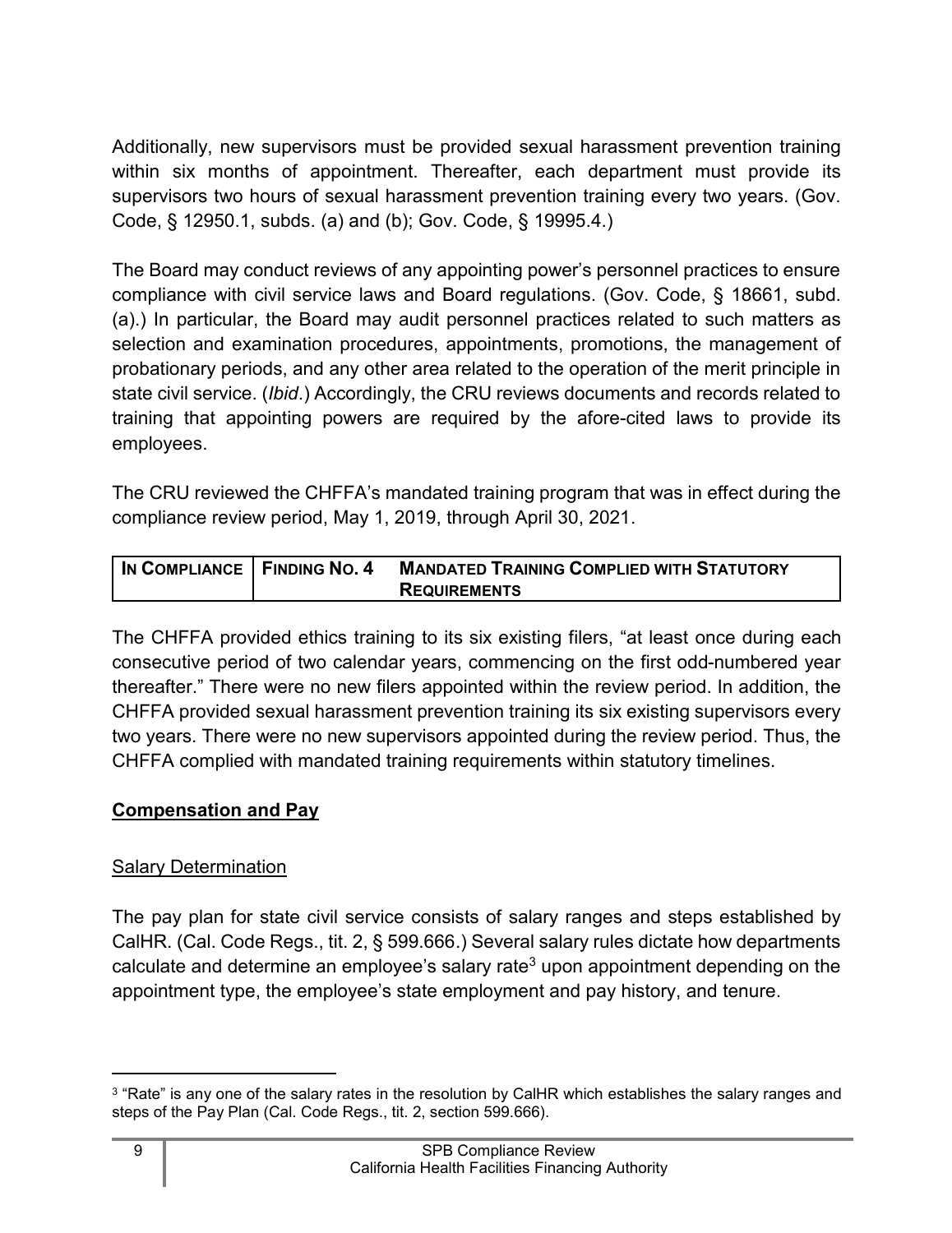Additionally, new supervisors must be provided sexual harassment prevention training within six months of appointment. Thereafter, each department must provide its supervisors two hours of sexual harassment prevention training every two years. (Gov. Code, § 12950.1, subds. (a) and (b); Gov. Code, § 19995.4.)

The Board may conduct reviews of any appointing power's personnel practices to ensure compliance with civil service laws and Board regulations. (Gov. Code, § 18661, subd. (a).) In particular, the Board may audit personnel practices related to such matters as selection and examination procedures, appointments, promotions, the management of probationary periods, and any other area related to the operation of the merit principle in state civil service. (*Ibid*.) Accordingly, the CRU reviews documents and records related to training that appointing powers are required by the afore-cited laws to provide its employees.

The CRU reviewed the CHFFA's mandated training program that was in effect during the compliance review period, May 1, 2019, through April 30, 2021.

| | | |
|---|---|---|
| **IN COMPLIANCE** | **FINDING NO. 4** | **MANDATED TRAINING COMPLIED WITH STATUTORY REQUIREMENTS** |

The CHFFA provided ethics training to its six existing filers, "at least once during each consecutive period of two calendar years, commencing on the first odd-numbered year thereafter." There were no new filers appointed within the review period. In addition, the CHFFA provided sexual harassment prevention training its six existing supervisors every two years. There were no new supervisors appointed during the review period. Thus, the CHFFA complied with mandated training requirements within statutory timelines.

## Compensation and Pay

### Salary Determination

The pay plan for state civil service consists of salary ranges and steps established by CalHR. (Cal. Code Regs., tit. 2, § 599.666.) Several salary rules dictate how departments calculate and determine an employee's salary rate[3] upon appointment depending on the appointment type, the employee's state employment and pay history, and tenure.

[3] "Rate" is any one of the salary rates in the resolution by CalHR which establishes the salary ranges and steps of the Pay Plan (Cal. Code Regs., tit. 2, section 599.666).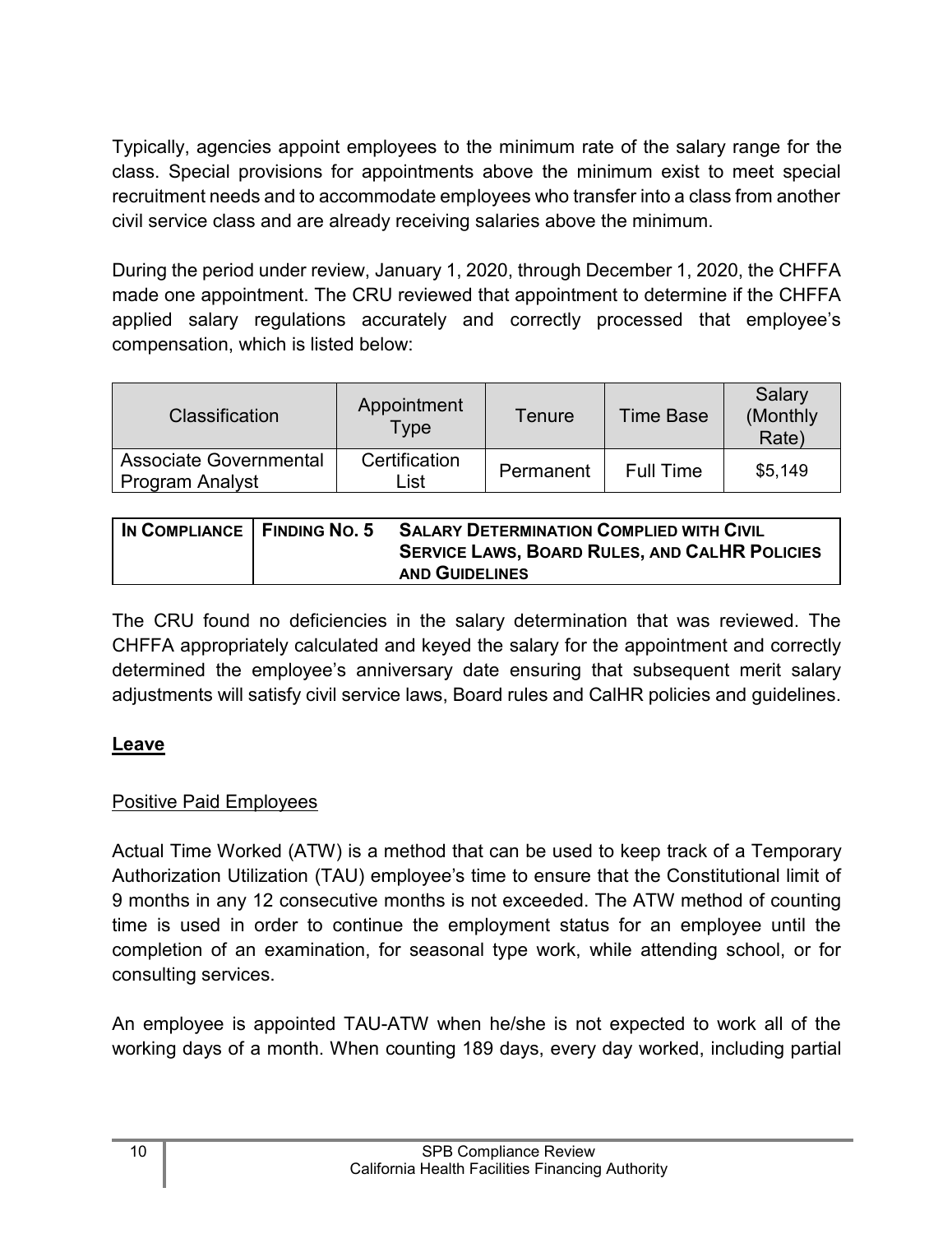Typically, agencies appoint employees to the minimum rate of the salary range for the class. Special provisions for appointments above the minimum exist to meet special recruitment needs and to accommodate employees who transfer into a class from another civil service class and are already receiving salaries above the minimum.

During the period under review, January 1, 2020, through December 1, 2020, the CHFFA made one appointment. The CRU reviewed that appointment to determine if the CHFFA applied salary regulations accurately and correctly processed that employee's compensation, which is listed below:

| Classification | Appointment Type | Tenure | Time Base | Salary (Monthly Rate) |
|---|---|---|---|---|
| Associate Governmental Program Analyst | Certification List | Permanent | Full Time | $5,149 |

| In Compliance | Finding No. 5 | Salary Determination Complied with Civil Service Laws, Board Rules, and CalHR Policies and Guidelines |
|---|---|---|

The CRU found no deficiencies in the salary determination that was reviewed. The CHFFA appropriately calculated and keyed the salary for the appointment and correctly determined the employee's anniversary date ensuring that subsequent merit salary adjustments will satisfy civil service laws, Board rules and CalHR policies and guidelines.

## Leave

### Positive Paid Employees

Actual Time Worked (ATW) is a method that can be used to keep track of a Temporary Authorization Utilization (TAU) employee's time to ensure that the Constitutional limit of 9 months in any 12 consecutive months is not exceeded. The ATW method of counting time is used in order to continue the employment status for an employee until the completion of an examination, for seasonal type work, while attending school, or for consulting services.

An employee is appointed TAU-ATW when he/she is not expected to work all of the working days of a month. When counting 189 days, every day worked, including partial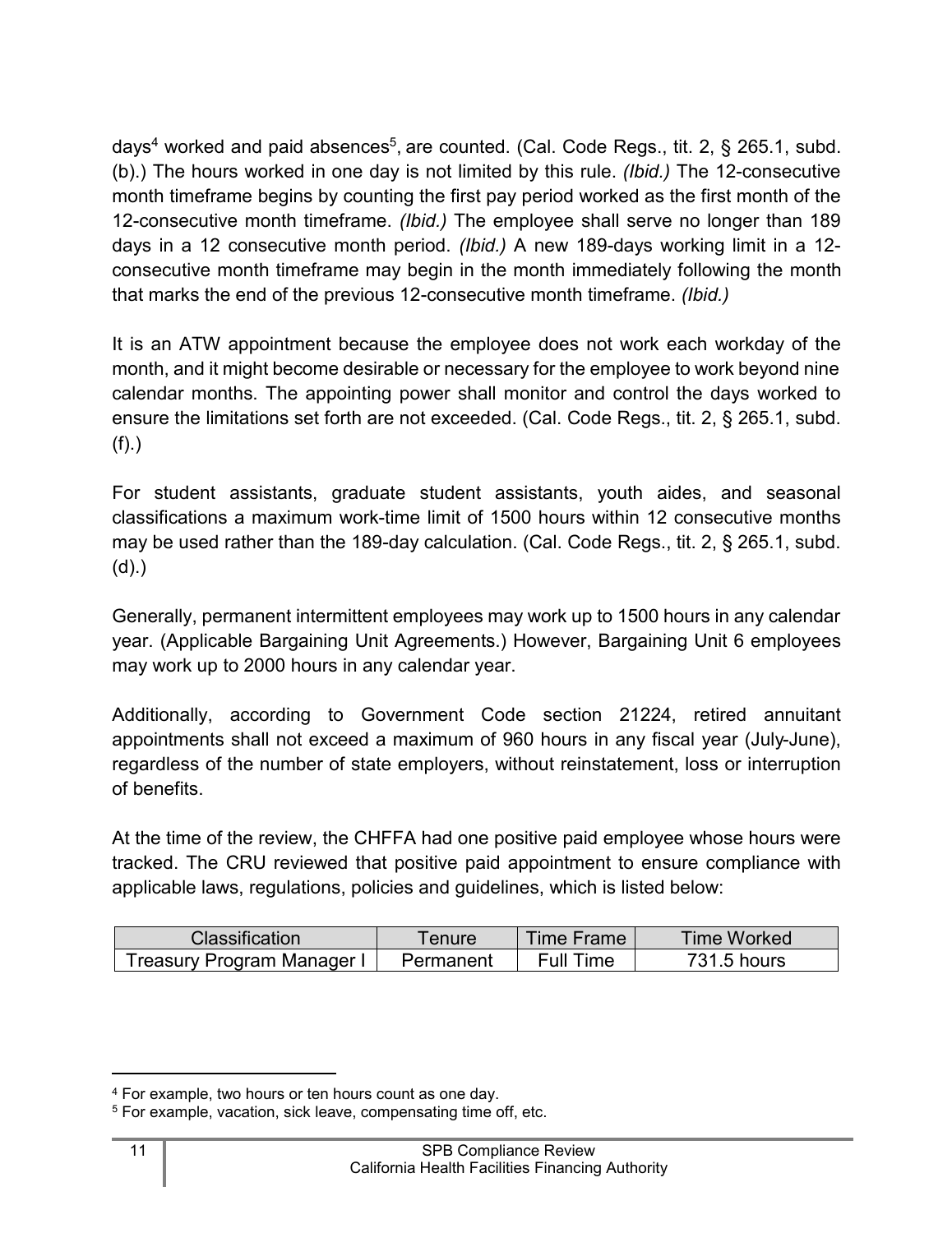days[4] worked and paid absences[5], are counted. (Cal. Code Regs., tit. 2, § 265.1, subd. (b).) The hours worked in one day is not limited by this rule. *(Ibid.)* The 12-consecutive month timeframe begins by counting the first pay period worked as the first month of the 12-consecutive month timeframe. *(Ibid.)* The employee shall serve no longer than 189 days in a 12 consecutive month period. *(Ibid.)* A new 189-days working limit in a 12-consecutive month timeframe may begin in the month immediately following the month that marks the end of the previous 12-consecutive month timeframe. *(Ibid.)*

It is an ATW appointment because the employee does not work each workday of the month, and it might become desirable or necessary for the employee to work beyond nine calendar months. The appointing power shall monitor and control the days worked to ensure the limitations set forth are not exceeded. (Cal. Code Regs., tit. 2, § 265.1, subd. (f).)

For student assistants, graduate student assistants, youth aides, and seasonal classifications a maximum work-time limit of 1500 hours within 12 consecutive months may be used rather than the 189-day calculation. (Cal. Code Regs., tit. 2, § 265.1, subd. (d).)

Generally, permanent intermittent employees may work up to 1500 hours in any calendar year. (Applicable Bargaining Unit Agreements.) However, Bargaining Unit 6 employees may work up to 2000 hours in any calendar year.

Additionally, according to Government Code section 21224, retired annuitant appointments shall not exceed a maximum of 960 hours in any fiscal year (July-June), regardless of the number of state employers, without reinstatement, loss or interruption of benefits.

At the time of the review, the CHFFA had one positive paid employee whose hours were tracked. The CRU reviewed that positive paid appointment to ensure compliance with applicable laws, regulations, policies and guidelines, which is listed below:

| Classification | Tenure | Time Frame | Time Worked |
|---|---|---|---|
| Treasury Program Manager I | Permanent | Full Time | 731.5 hours |

[4] For example, two hours or ten hours count as one day.

[5] For example, vacation, sick leave, compensating time off, etc.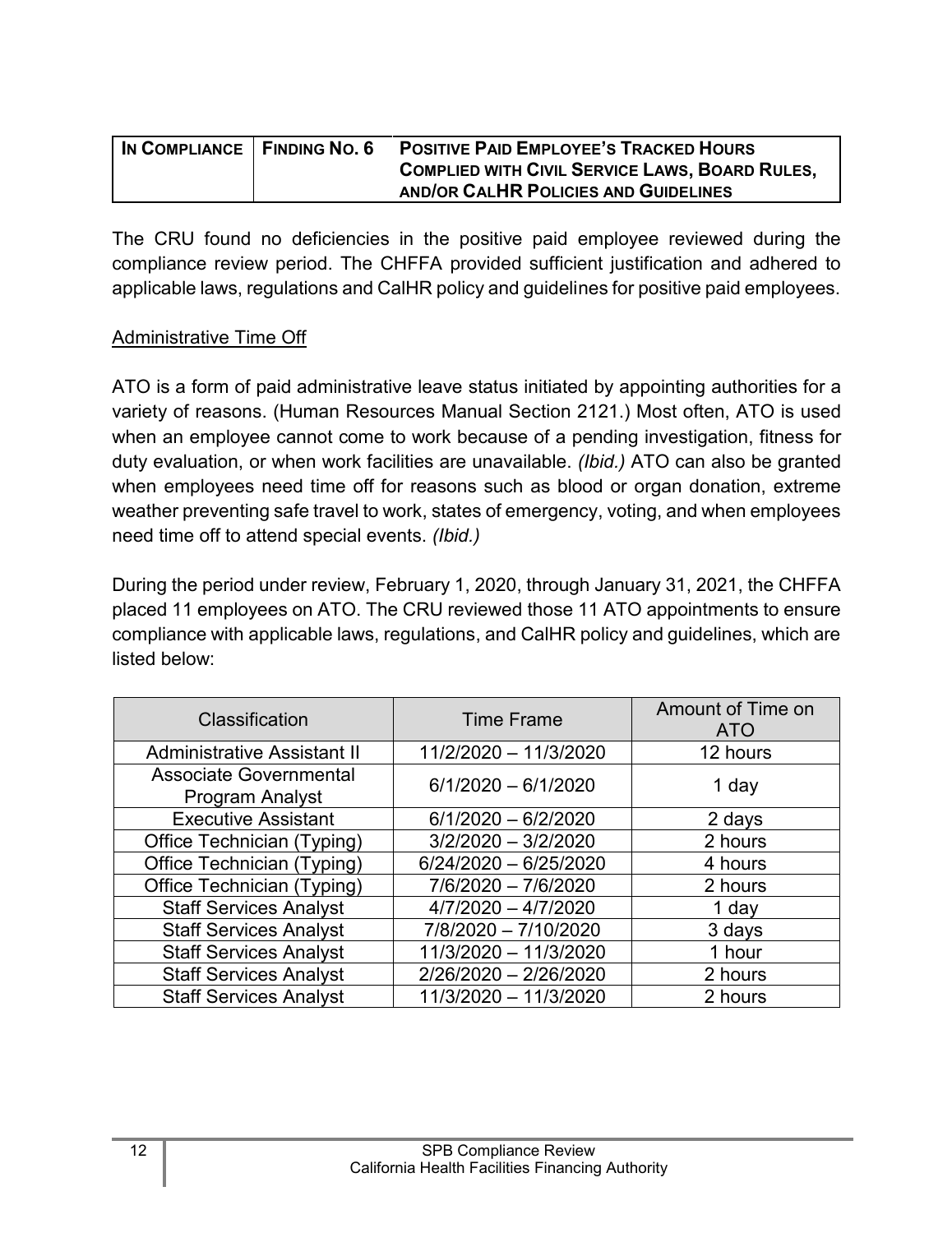| IN COMPLIANCE | FINDING NO. 6 | POSITIVE PAID EMPLOYEE'S TRACKED HOURS COMPLIED WITH CIVIL SERVICE LAWS, BOARD RULES, AND/OR CALHR POLICIES AND GUIDELINES |
|---|---|---|

The CRU found no deficiencies in the positive paid employee reviewed during the compliance review period. The CHFFA provided sufficient justification and adhered to applicable laws, regulations and CalHR policy and guidelines for positive paid employees.

Administrative Time Off

ATO is a form of paid administrative leave status initiated by appointing authorities for a variety of reasons. (Human Resources Manual Section 2121.) Most often, ATO is used when an employee cannot come to work because of a pending investigation, fitness for duty evaluation, or when work facilities are unavailable. *(Ibid.)* ATO can also be granted when employees need time off for reasons such as blood or organ donation, extreme weather preventing safe travel to work, states of emergency, voting, and when employees need time off to attend special events. *(Ibid.)*

During the period under review, February 1, 2020, through January 31, 2021, the CHFFA placed 11 employees on ATO. The CRU reviewed those 11 ATO appointments to ensure compliance with applicable laws, regulations, and CalHR policy and guidelines, which are listed below:

| Classification | Time Frame | Amount of Time on ATO |
|---|---|---|
| Administrative Assistant II | 11/2/2020 – 11/3/2020 | 12 hours |
| Associate Governmental Program Analyst | 6/1/2020 – 6/1/2020 | 1 day |
| Executive Assistant | 6/1/2020 – 6/2/2020 | 2 days |
| Office Technician (Typing) | 3/2/2020 – 3/2/2020 | 2 hours |
| Office Technician (Typing) | 6/24/2020 – 6/25/2020 | 4 hours |
| Office Technician (Typing) | 7/6/2020 – 7/6/2020 | 2 hours |
| Staff Services Analyst | 4/7/2020 – 4/7/2020 | 1 day |
| Staff Services Analyst | 7/8/2020 – 7/10/2020 | 3 days |
| Staff Services Analyst | 11/3/2020 – 11/3/2020 | 1 hour |
| Staff Services Analyst | 2/26/2020 – 2/26/2020 | 2 hours |
| Staff Services Analyst | 11/3/2020 – 11/3/2020 | 2 hours |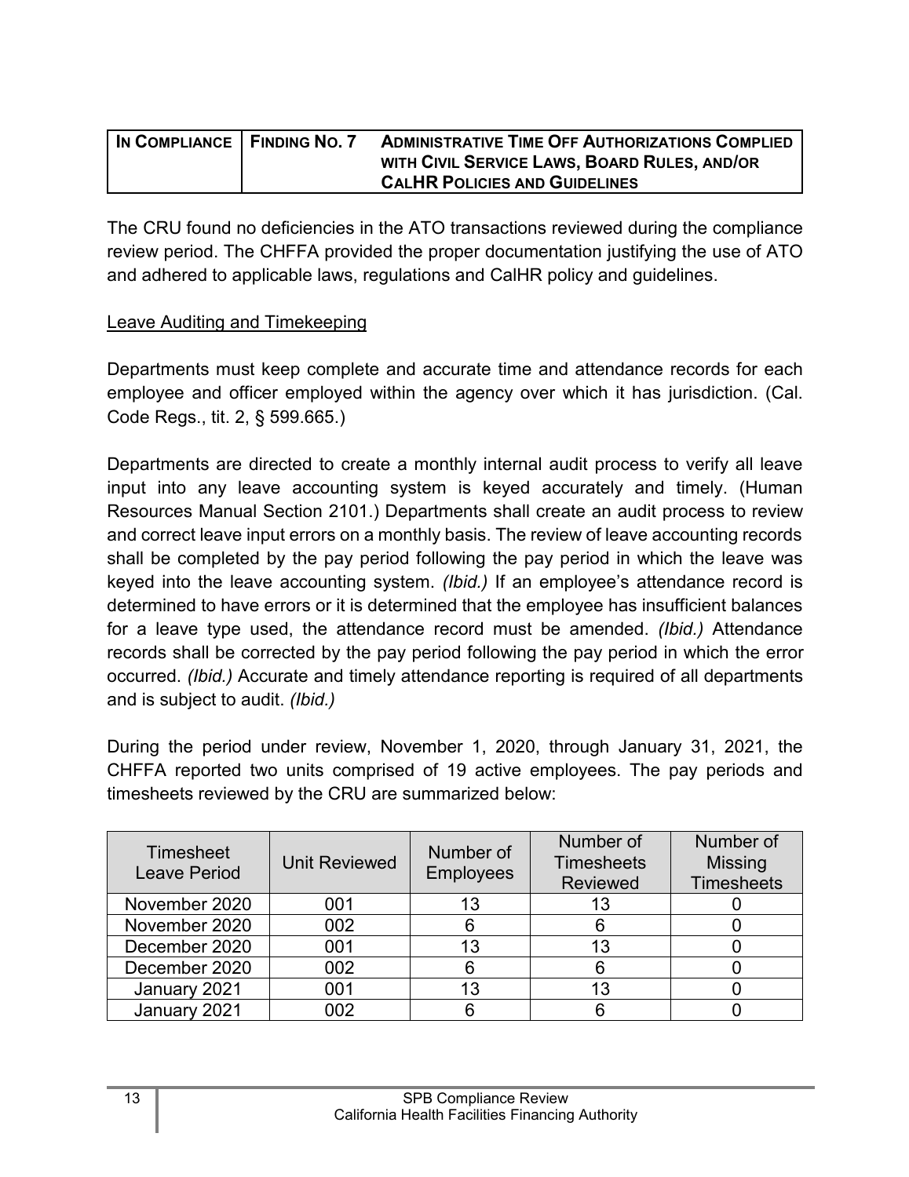| In Compliance | Finding No. 7 | Administrative Time Off Authorizations Complied with Civil Service Laws, Board Rules, and/or CalHR Policies and Guidelines |
|---|---|---|

The CRU found no deficiencies in the ATO transactions reviewed during the compliance review period. The CHFFA provided the proper documentation justifying the use of ATO and adhered to applicable laws, regulations and CalHR policy and guidelines.

Leave Auditing and Timekeeping

Departments must keep complete and accurate time and attendance records for each employee and officer employed within the agency over which it has jurisdiction. (Cal. Code Regs., tit. 2, § 599.665.)

Departments are directed to create a monthly internal audit process to verify all leave input into any leave accounting system is keyed accurately and timely. (Human Resources Manual Section 2101.) Departments shall create an audit process to review and correct leave input errors on a monthly basis. The review of leave accounting records shall be completed by the pay period following the pay period in which the leave was keyed into the leave accounting system. *(Ibid.)* If an employee's attendance record is determined to have errors or it is determined that the employee has insufficient balances for a leave type used, the attendance record must be amended. *(Ibid.)* Attendance records shall be corrected by the pay period following the pay period in which the error occurred. *(Ibid.)* Accurate and timely attendance reporting is required of all departments and is subject to audit. *(Ibid.)*

During the period under review, November 1, 2020, through January 31, 2021, the CHFFA reported two units comprised of 19 active employees. The pay periods and timesheets reviewed by the CRU are summarized below:

| Timesheet Leave Period | Unit Reviewed | Number of Employees | Number of Timesheets Reviewed | Number of Missing Timesheets |
|---|---|---|---|---|
| November 2020 | 001 | 13 | 13 | 0 |
| November 2020 | 002 | 6 | 6 | 0 |
| December 2020 | 001 | 13 | 13 | 0 |
| December 2020 | 002 | 6 | 6 | 0 |
| January 2021 | 001 | 13 | 13 | 0 |
| January 2021 | 002 | 6 | 6 | 0 |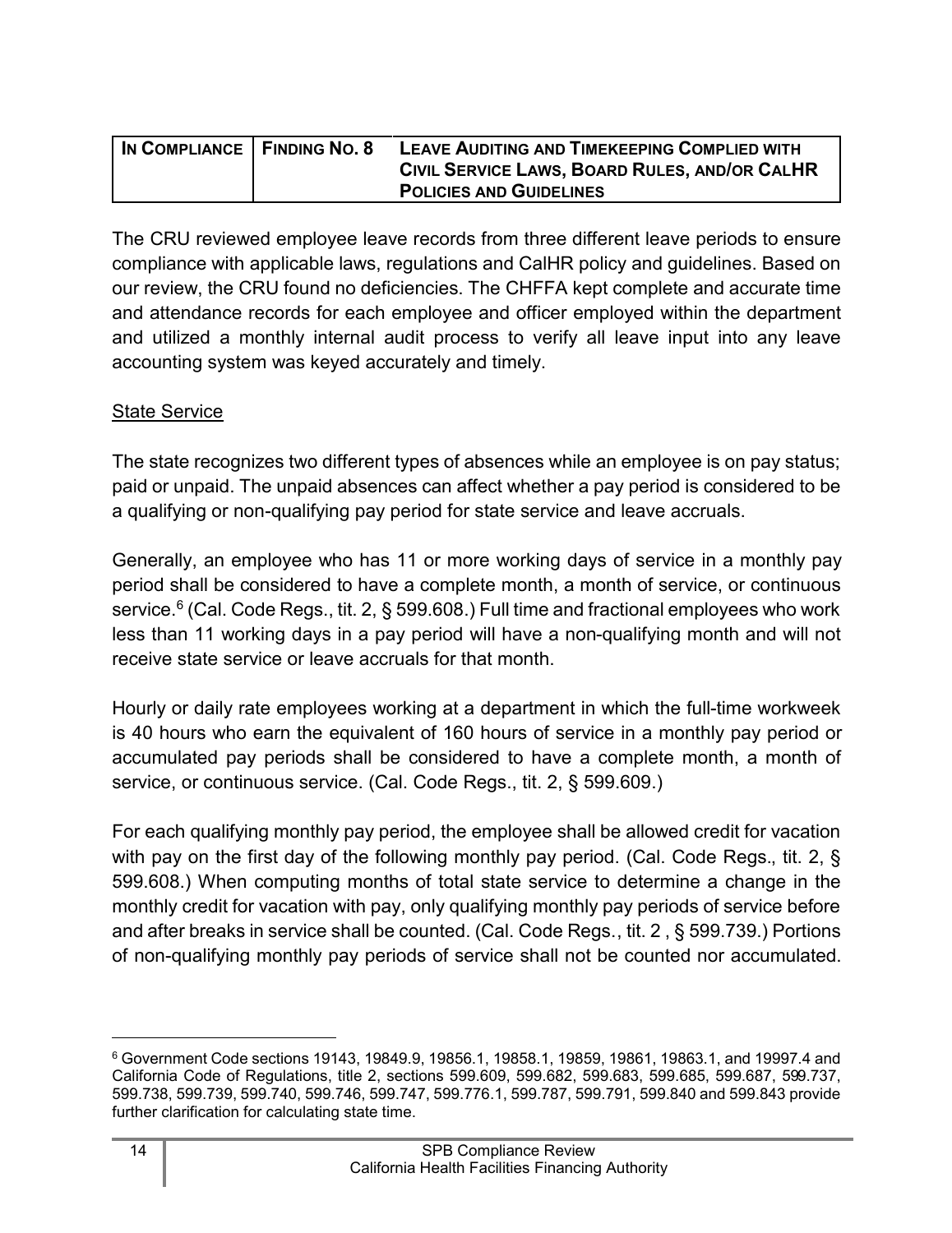| In Compliance | Finding No. 8 | Leave Auditing and Timekeeping Complied with Civil Service Laws, Board Rules, and/or CalHR Policies and Guidelines |
|---|---|---|

The CRU reviewed employee leave records from three different leave periods to ensure compliance with applicable laws, regulations and CalHR policy and guidelines. Based on our review, the CRU found no deficiencies. The CHFFA kept complete and accurate time and attendance records for each employee and officer employed within the department and utilized a monthly internal audit process to verify all leave input into any leave accounting system was keyed accurately and timely.

<u>State Service</u>

The state recognizes two different types of absences while an employee is on pay status; paid or unpaid. The unpaid absences can affect whether a pay period is considered to be a qualifying or non-qualifying pay period for state service and leave accruals.

Generally, an employee who has 11 or more working days of service in a monthly pay period shall be considered to have a complete month, a month of service, or continuous service.[6] (Cal. Code Regs., tit. 2, § 599.608.) Full time and fractional employees who work less than 11 working days in a pay period will have a non-qualifying month and will not receive state service or leave accruals for that month.

Hourly or daily rate employees working at a department in which the full-time workweek is 40 hours who earn the equivalent of 160 hours of service in a monthly pay period or accumulated pay periods shall be considered to have a complete month, a month of service, or continuous service. (Cal. Code Regs., tit. 2, § 599.609.)

For each qualifying monthly pay period, the employee shall be allowed credit for vacation with pay on the first day of the following monthly pay period. (Cal. Code Regs., tit. 2, § 599.608.) When computing months of total state service to determine a change in the monthly credit for vacation with pay, only qualifying monthly pay periods of service before and after breaks in service shall be counted. (Cal. Code Regs., tit. 2 , § 599.739.) Portions of non-qualifying monthly pay periods of service shall not be counted nor accumulated.

[6] Government Code sections 19143, 19849.9, 19856.1, 19858.1, 19859, 19861, 19863.1, and 19997.4 and California Code of Regulations, title 2, sections 599.609, 599.682, 599.683, 599.685, 599.687, 599.737, 599.738, 599.739, 599.740, 599.746, 599.747, 599.776.1, 599.787, 599.791, 599.840 and 599.843 provide further clarification for calculating state time.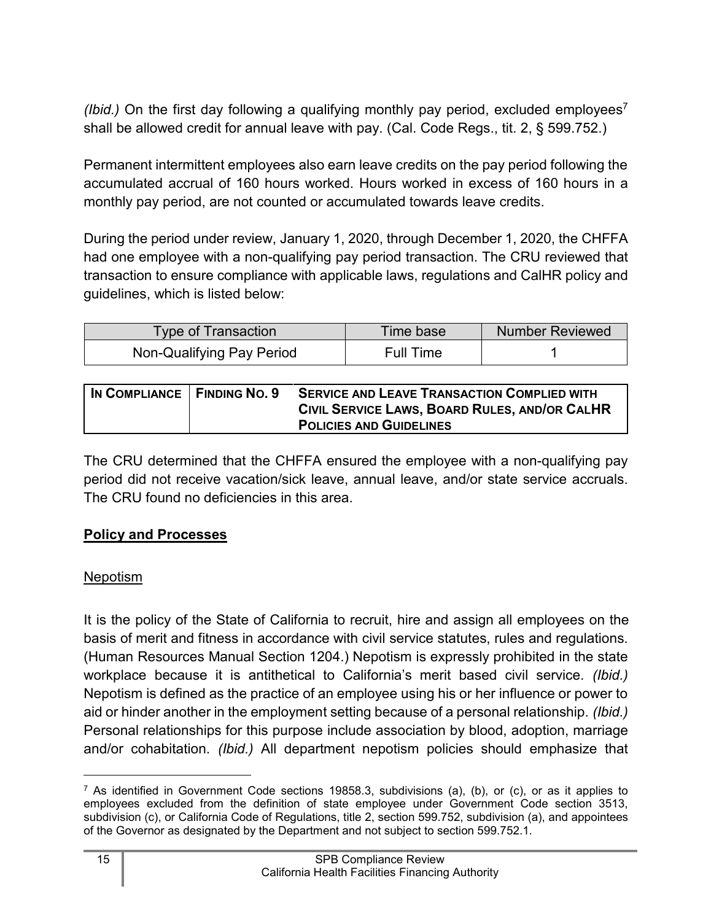*(Ibid.)* On the first day following a qualifying monthly pay period, excluded employees[7] shall be allowed credit for annual leave with pay. (Cal. Code Regs., tit. 2, § 599.752.)

Permanent intermittent employees also earn leave credits on the pay period following the accumulated accrual of 160 hours worked. Hours worked in excess of 160 hours in a monthly pay period, are not counted or accumulated towards leave credits.

During the period under review, January 1, 2020, through December 1, 2020, the CHFFA had one employee with a non-qualifying pay period transaction. The CRU reviewed that transaction to ensure compliance with applicable laws, regulations and CalHR policy and guidelines, which is listed below:

| Type of Transaction | Time base | Number Reviewed |
|---|---|---|
| Non-Qualifying Pay Period | Full Time | 1 |

| **In Compliance** | **Finding No. 9** | **Service and Leave Transaction Complied with Civil Service Laws, Board Rules, and/or CalHR Policies and Guidelines** |
|---|---|---|

The CRU determined that the CHFFA ensured the employee with a non-qualifying pay period did not receive vacation/sick leave, annual leave, and/or state service accruals. The CRU found no deficiencies in this area.

## Policy and Processes

### Nepotism

It is the policy of the State of California to recruit, hire and assign all employees on the basis of merit and fitness in accordance with civil service statutes, rules and regulations. (Human Resources Manual Section 1204.) Nepotism is expressly prohibited in the state workplace because it is antithetical to California's merit based civil service. *(Ibid.)* Nepotism is defined as the practice of an employee using his or her influence or power to aid or hinder another in the employment setting because of a personal relationship. *(Ibid.)* Personal relationships for this purpose include association by blood, adoption, marriage and/or cohabitation. *(Ibid.)* All department nepotism policies should emphasize that

[7] As identified in Government Code sections 19858.3, subdivisions (a), (b), or (c), or as it applies to employees excluded from the definition of state employee under Government Code section 3513, subdivision (c), or California Code of Regulations, title 2, section 599.752, subdivision (a), and appointees of the Governor as designated by the Department and not subject to section 599.752.1.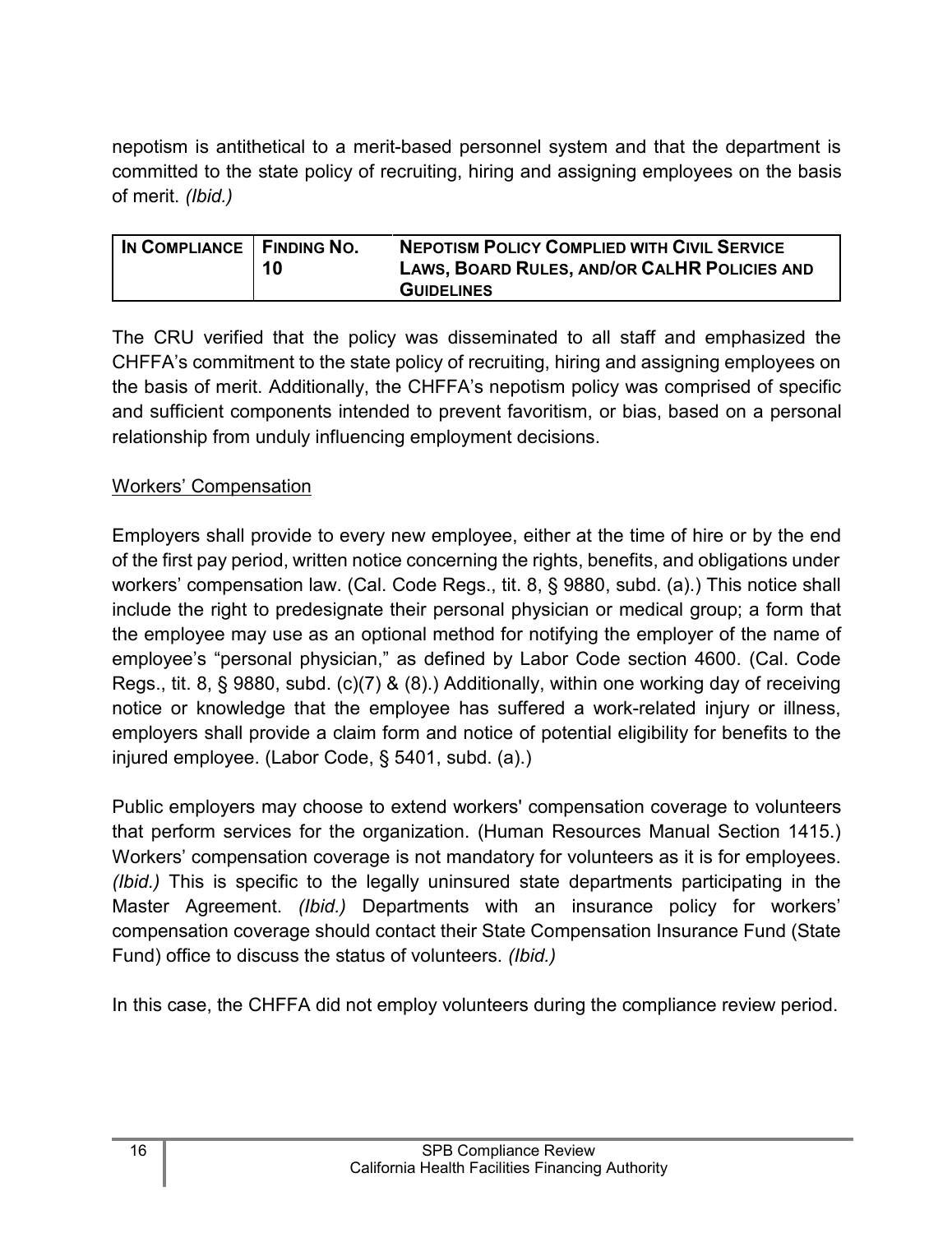nepotism is antithetical to a merit-based personnel system and that the department is committed to the state policy of recruiting, hiring and assigning employees on the basis of merit. *(Ibid.)*

| | | |
|---|---|---|
| **IN COMPLIANCE** | **FINDING NO. 10** | **NEPOTISM POLICY COMPLIED WITH CIVIL SERVICE LAWS, BOARD RULES, AND/OR CALHR POLICIES AND GUIDELINES** |

The CRU verified that the policy was disseminated to all staff and emphasized the CHFFA's commitment to the state policy of recruiting, hiring and assigning employees on the basis of merit. Additionally, the CHFFA's nepotism policy was comprised of specific and sufficient components intended to prevent favoritism, or bias, based on a personal relationship from unduly influencing employment decisions.

<u>Workers' Compensation</u>

Employers shall provide to every new employee, either at the time of hire or by the end of the first pay period, written notice concerning the rights, benefits, and obligations under workers' compensation law. (Cal. Code Regs., tit. 8, § 9880, subd. (a).) This notice shall include the right to predesignate their personal physician or medical group; a form that the employee may use as an optional method for notifying the employer of the name of employee's "personal physician," as defined by Labor Code section 4600. (Cal. Code Regs., tit. 8, § 9880, subd. (c)(7) & (8).) Additionally, within one working day of receiving notice or knowledge that the employee has suffered a work-related injury or illness, employers shall provide a claim form and notice of potential eligibility for benefits to the injured employee. (Labor Code, § 5401, subd. (a).)

Public employers may choose to extend workers' compensation coverage to volunteers that perform services for the organization. (Human Resources Manual Section 1415.) Workers' compensation coverage is not mandatory for volunteers as it is for employees. *(Ibid.)* This is specific to the legally uninsured state departments participating in the Master Agreement. *(Ibid.)* Departments with an insurance policy for workers' compensation coverage should contact their State Compensation Insurance Fund (State Fund) office to discuss the status of volunteers. *(Ibid.)*

In this case, the CHFFA did not employ volunteers during the compliance review period.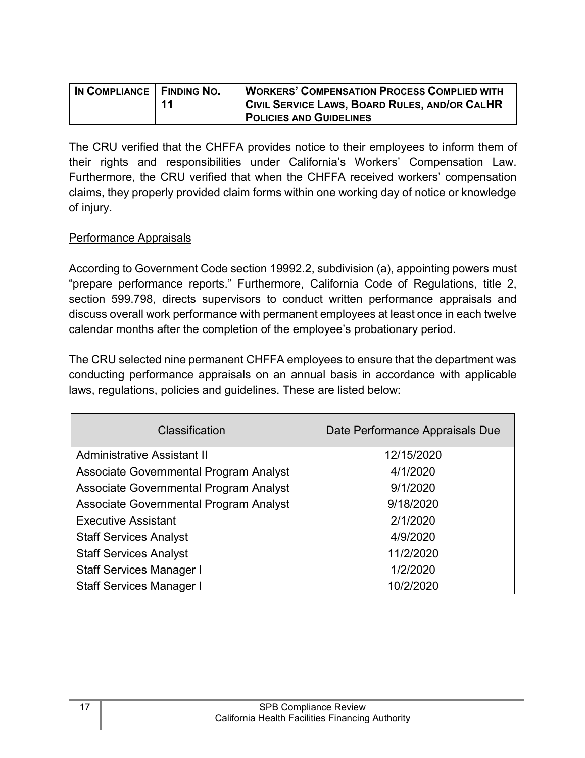| In Compliance | Finding No. 11 | Workers' Compensation Process Complied with Civil Service Laws, Board Rules, and/or CalHR Policies and Guidelines |
|---|---|---|

The CRU verified that the CHFFA provides notice to their employees to inform them of their rights and responsibilities under California's Workers' Compensation Law. Furthermore, the CRU verified that when the CHFFA received workers' compensation claims, they properly provided claim forms within one working day of notice or knowledge of injury.

## Performance Appraisals

According to Government Code section 19992.2, subdivision (a), appointing powers must "prepare performance reports." Furthermore, California Code of Regulations, title 2, section 599.798, directs supervisors to conduct written performance appraisals and discuss overall work performance with permanent employees at least once in each twelve calendar months after the completion of the employee's probationary period.

The CRU selected nine permanent CHFFA employees to ensure that the department was conducting performance appraisals on an annual basis in accordance with applicable laws, regulations, policies and guidelines. These are listed below:

| Classification | Date Performance Appraisals Due |
|---|---|
| Administrative Assistant II | 12/15/2020 |
| Associate Governmental Program Analyst | 4/1/2020 |
| Associate Governmental Program Analyst | 9/1/2020 |
| Associate Governmental Program Analyst | 9/18/2020 |
| Executive Assistant | 2/1/2020 |
| Staff Services Analyst | 4/9/2020 |
| Staff Services Analyst | 11/2/2020 |
| Staff Services Manager I | 1/2/2020 |
| Staff Services Manager I | 10/2/2020 |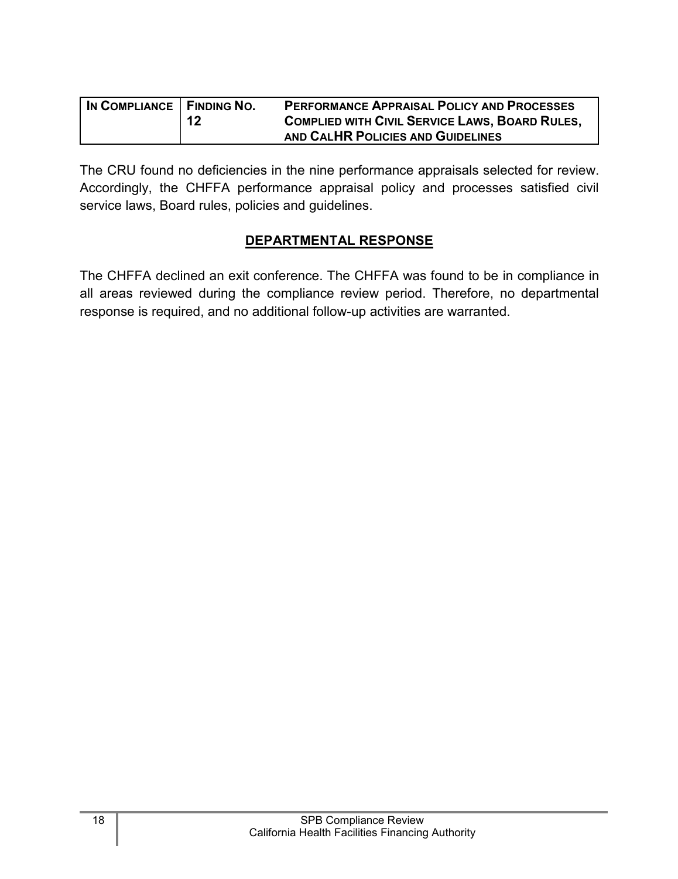| IN COMPLIANCE | FINDING NO. 12 | PERFORMANCE APPRAISAL POLICY AND PROCESSES COMPLIED WITH CIVIL SERVICE LAWS, BOARD RULES, AND CALHR POLICIES AND GUIDELINES |
|---|---|---|

The CRU found no deficiencies in the nine performance appraisals selected for review. Accordingly, the CHFFA performance appraisal policy and processes satisfied civil service laws, Board rules, policies and guidelines.

## DEPARTMENTAL RESPONSE

The CHFFA declined an exit conference. The CHFFA was found to be in compliance in all areas reviewed during the compliance review period. Therefore, no departmental response is required, and no additional follow-up activities are warranted.